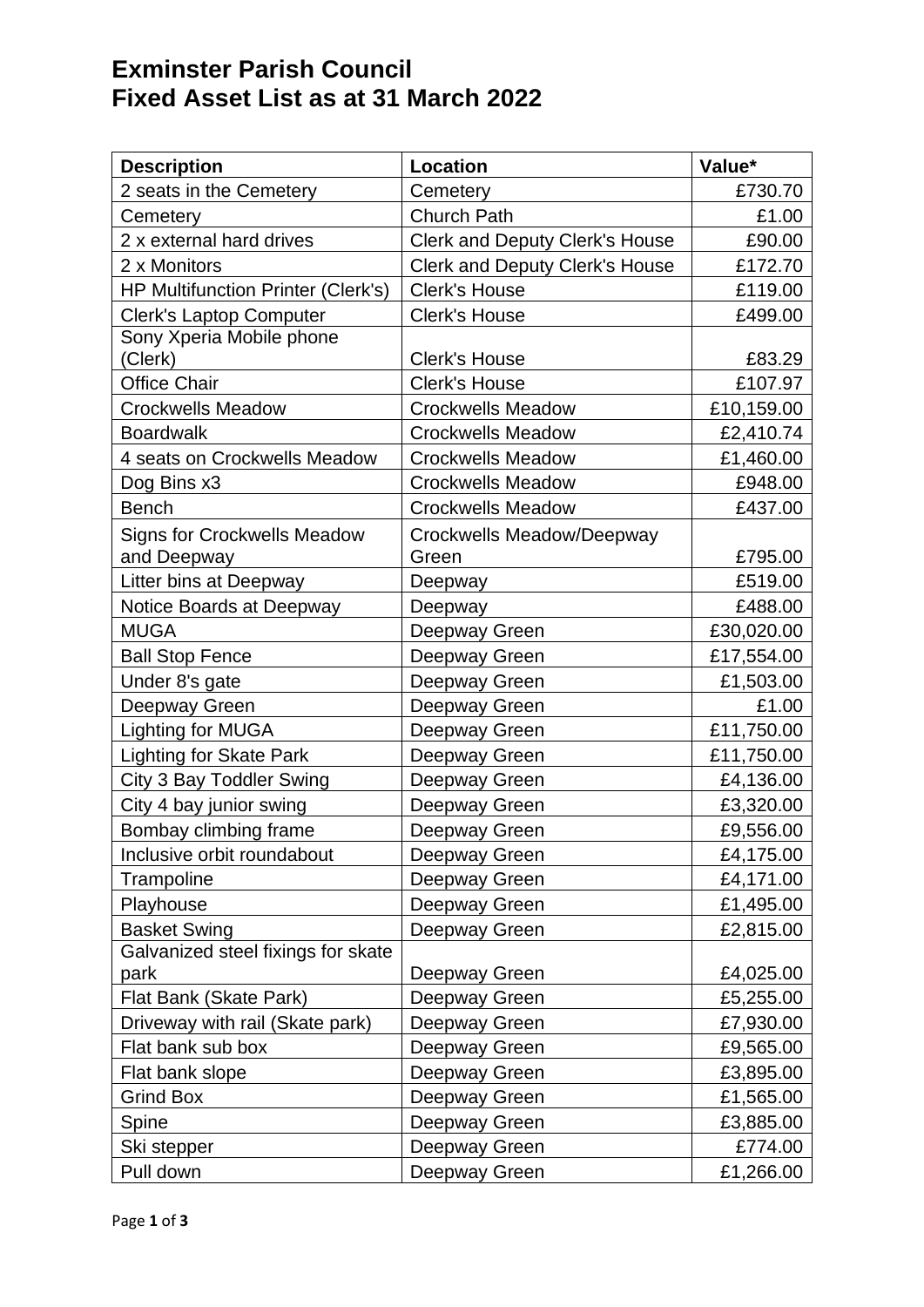# Exminster Parish Council
# Fixed Asset List as at 31 March 2022

| Description | Location | Value* |
|---|---|---|
| 2 seats in the Cemetery | Cemetery | £730.70 |
| Cemetery | Church Path | £1.00 |
| 2 x external hard drives | Clerk and Deputy Clerk's House | £90.00 |
| 2 x Monitors | Clerk and Deputy Clerk's House | £172.70 |
| HP Multifunction Printer (Clerk's) | Clerk's House | £119.00 |
| Clerk's Laptop Computer | Clerk's House | £499.00 |
| Sony Xperia Mobile phone (Clerk) | Clerk's House | £83.29 |
| Office Chair | Clerk's House | £107.97 |
| Crockwells Meadow | Crockwells Meadow | £10,159.00 |
| Boardwalk | Crockwells Meadow | £2,410.74 |
| 4 seats on Crockwells Meadow | Crockwells Meadow | £1,460.00 |
| Dog Bins x3 | Crockwells Meadow | £948.00 |
| Bench | Crockwells Meadow | £437.00 |
| Signs for Crockwells Meadow and Deepway | Crockwells Meadow/Deepway Green | £795.00 |
| Litter bins at Deepway | Deepway | £519.00 |
| Notice Boards at Deepway | Deepway | £488.00 |
| MUGA | Deepway Green | £30,020.00 |
| Ball Stop Fence | Deepway Green | £17,554.00 |
| Under 8's gate | Deepway Green | £1,503.00 |
| Deepway Green | Deepway Green | £1.00 |
| Lighting for MUGA | Deepway Green | £11,750.00 |
| Lighting for Skate Park | Deepway Green | £11,750.00 |
| City 3 Bay Toddler Swing | Deepway Green | £4,136.00 |
| City 4 bay junior swing | Deepway Green | £3,320.00 |
| Bombay climbing frame | Deepway Green | £9,556.00 |
| Inclusive orbit roundabout | Deepway Green | £4,175.00 |
| Trampoline | Deepway Green | £4,171.00 |
| Playhouse | Deepway Green | £1,495.00 |
| Basket Swing | Deepway Green | £2,815.00 |
| Galvanized steel fixings for skate park | Deepway Green | £4,025.00 |
| Flat Bank (Skate Park) | Deepway Green | £5,255.00 |
| Driveway with rail (Skate park) | Deepway Green | £7,930.00 |
| Flat bank sub box | Deepway Green | £9,565.00 |
| Flat bank slope | Deepway Green | £3,895.00 |
| Grind Box | Deepway Green | £1,565.00 |
| Spine | Deepway Green | £3,885.00 |
| Ski stepper | Deepway Green | £774.00 |
| Pull down | Deepway Green | £1,266.00 |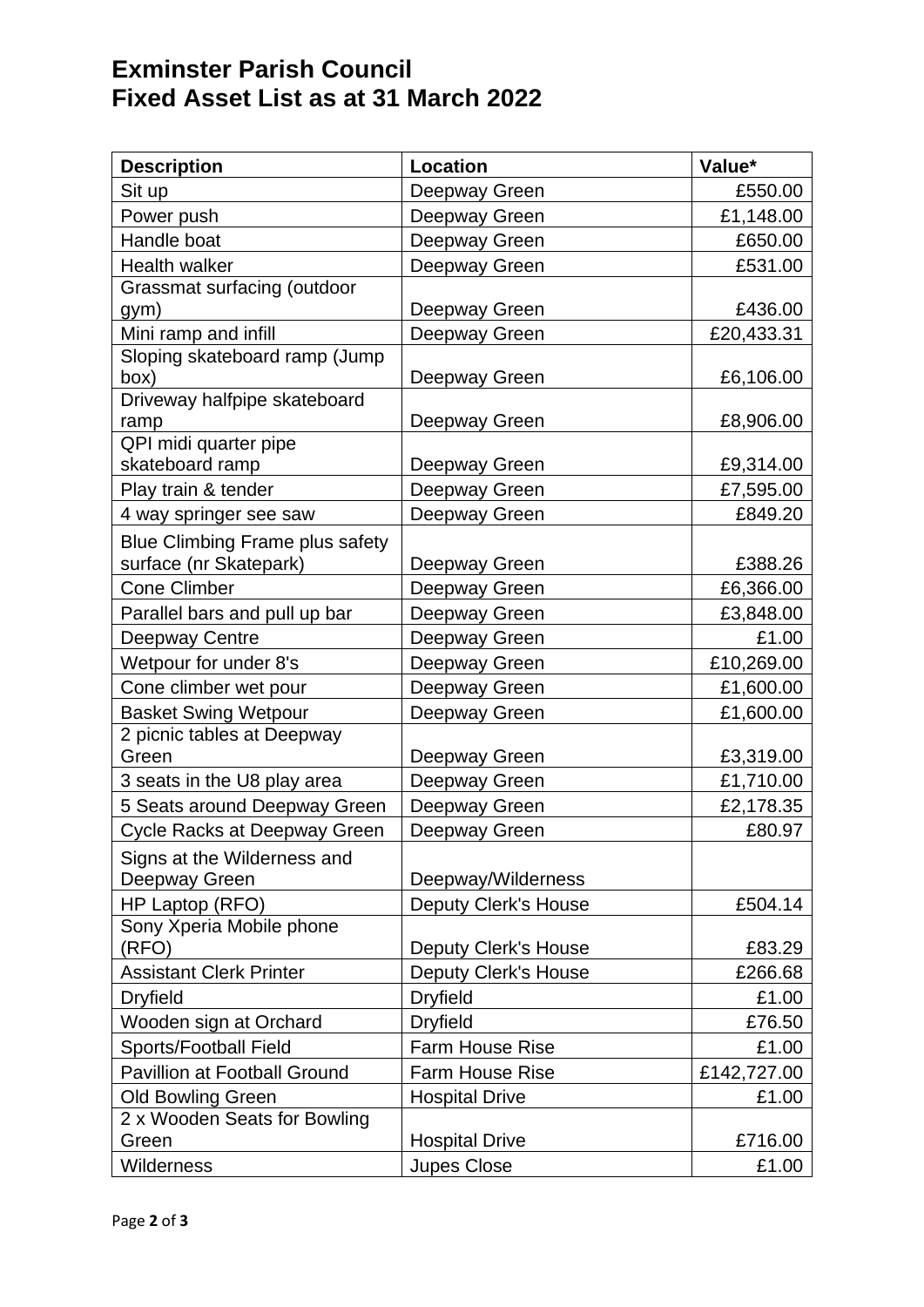# Exminster Parish Council
# Fixed Asset List as at 31 March 2022

| Description | Location | Value* |
|---|---|---|
| Sit up | Deepway Green | £550.00 |
| Power push | Deepway Green | £1,148.00 |
| Handle boat | Deepway Green | £650.00 |
| Health walker | Deepway Green | £531.00 |
| Grassmat surfacing (outdoor gym) | Deepway Green | £436.00 |
| Mini ramp and infill | Deepway Green | £20,433.31 |
| Sloping skateboard ramp (Jump box) | Deepway Green | £6,106.00 |
| Driveway halfpipe skateboard ramp | Deepway Green | £8,906.00 |
| QPI midi quarter pipe skateboard ramp | Deepway Green | £9,314.00 |
| Play train & tender | Deepway Green | £7,595.00 |
| 4 way springer see saw | Deepway Green | £849.20 |
| Blue Climbing Frame plus safety surface (nr Skatepark) | Deepway Green | £388.26 |
| Cone Climber | Deepway Green | £6,366.00 |
| Parallel bars and pull up bar | Deepway Green | £3,848.00 |
| Deepway Centre | Deepway Green | £1.00 |
| Wetpour for under 8's | Deepway Green | £10,269.00 |
| Cone climber wet pour | Deepway Green | £1,600.00 |
| Basket Swing Wetpour | Deepway Green | £1,600.00 |
| 2 picnic tables at Deepway Green | Deepway Green | £3,319.00 |
| 3 seats in the U8 play area | Deepway Green | £1,710.00 |
| 5 Seats around Deepway Green | Deepway Green | £2,178.35 |
| Cycle Racks at Deepway Green | Deepway Green | £80.97 |
| Signs at the Wilderness and Deepway Green | Deepway/Wilderness | |
| HP Laptop (RFO) | Deputy Clerk's House | £504.14 |
| Sony Xperia Mobile phone (RFO) | Deputy Clerk's House | £83.29 |
| Assistant Clerk Printer | Deputy Clerk's House | £266.68 |
| Dryfield | Dryfield | £1.00 |
| Wooden sign at Orchard | Dryfield | £76.50 |
| Sports/Football Field | Farm House Rise | £1.00 |
| Pavillion at Football Ground | Farm House Rise | £142,727.00 |
| Old Bowling Green | Hospital Drive | £1.00 |
| 2 x Wooden Seats for Bowling Green | Hospital Drive | £716.00 |
| Wilderness | Jupes Close | £1.00 |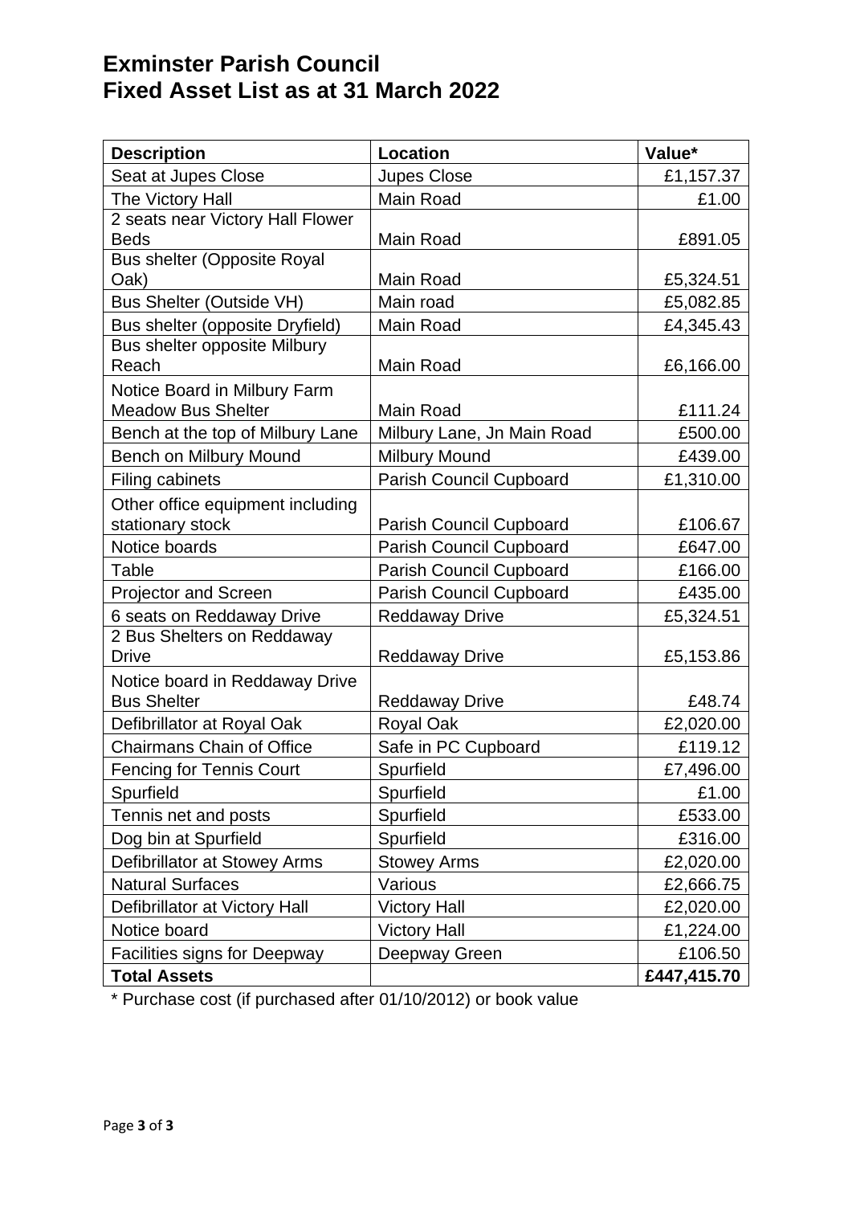# Exminster Parish Council
# Fixed Asset List as at 31 March 2022

| Description | Location | Value* |
|---|---|---|
| Seat at Jupes Close | Jupes Close | £1,157.37 |
| The Victory Hall | Main Road | £1.00 |
| 2 seats near Victory Hall Flower Beds | Main Road | £891.05 |
| Bus shelter (Opposite Royal Oak) | Main Road | £5,324.51 |
| Bus Shelter (Outside VH) | Main road | £5,082.85 |
| Bus shelter (opposite Dryfield) | Main Road | £4,345.43 |
| Bus shelter opposite Milbury Reach | Main Road | £6,166.00 |
| Notice Board in Milbury Farm Meadow Bus Shelter | Main Road | £111.24 |
| Bench at the top of Milbury Lane | Milbury Lane, Jn Main Road | £500.00 |
| Bench on Milbury Mound | Milbury Mound | £439.00 |
| Filing cabinets | Parish Council Cupboard | £1,310.00 |
| Other office equipment including stationary stock | Parish Council Cupboard | £106.67 |
| Notice boards | Parish Council Cupboard | £647.00 |
| Table | Parish Council Cupboard | £166.00 |
| Projector and Screen | Parish Council Cupboard | £435.00 |
| 6 seats on Reddaway Drive | Reddaway Drive | £5,324.51 |
| 2 Bus Shelters on Reddaway Drive | Reddaway Drive | £5,153.86 |
| Notice board in Reddaway Drive Bus Shelter | Reddaway Drive | £48.74 |
| Defibrillator at Royal Oak | Royal Oak | £2,020.00 |
| Chairmans Chain of Office | Safe in PC Cupboard | £119.12 |
| Fencing for Tennis Court | Spurfield | £7,496.00 |
| Spurfield | Spurfield | £1.00 |
| Tennis net and posts | Spurfield | £533.00 |
| Dog bin at Spurfield | Spurfield | £316.00 |
| Defibrillator at Stowey Arms | Stowey Arms | £2,020.00 |
| Natural Surfaces | Various | £2,666.75 |
| Defibrillator at Victory Hall | Victory Hall | £2,020.00 |
| Notice board | Victory Hall | £1,224.00 |
| Facilities signs for Deepway | Deepway Green | £106.50 |
| **Total Assets** | | **£447,415.70** |

* Purchase cost (if purchased after 01/10/2012) or book value